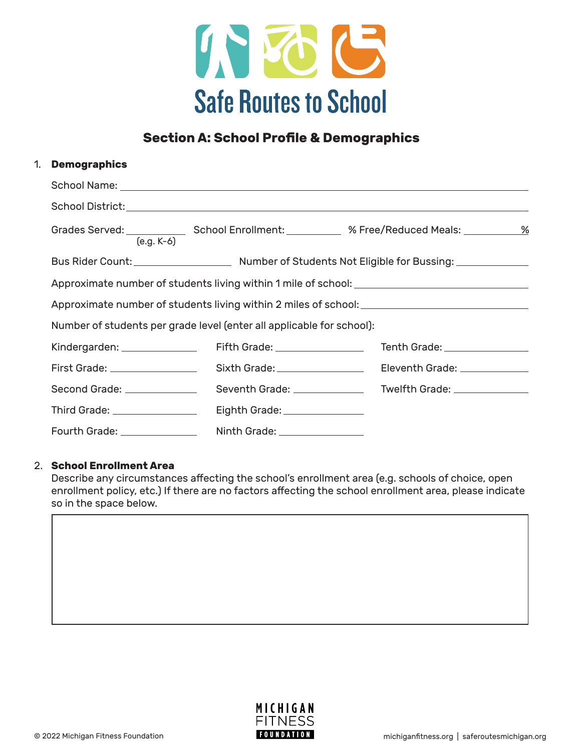# Safe Routes to School

## Section A: School Profile & Demographics

1. **Demographics**

School Name: ______________________________

School District: ______________________________

Grades Served: __________ (e.g. K-6) School Enrollment: __________ % Free/Reduced Meals: __________%

Bus Rider Count: __________ Number of Students Not Eligible for Bussing: __________

Approximate number of students living within 1 mile of school: __________

Approximate number of students living within 2 miles of school: __________

Number of students per grade level (enter all applicable for school):

| | | |
|---|---|---|
| Kindergarden: ______ | Fifth Grade: ______ | Tenth Grade: ______ |
| First Grade: ______ | Sixth Grade: ______ | Eleventh Grade: ______ |
| Second Grade: ______ | Seventh Grade: ______ | Twelfth Grade: ______ |
| Third Grade: ______ | Eighth Grade: ______ | |
| Fourth Grade: ______ | Ninth Grade: ______ | |

2. **School Enrollment Area**

Describe any circumstances affecting the school's enrollment area (e.g. schools of choice, open enrollment policy, etc.) If there are no factors affecting the school enrollment area, please indicate so in the space below.

© 2022 Michigan Fitness Foundation

MICHIGAN FITNESS FOUNDATION

michiganfitness.org | saferoutesmichigan.org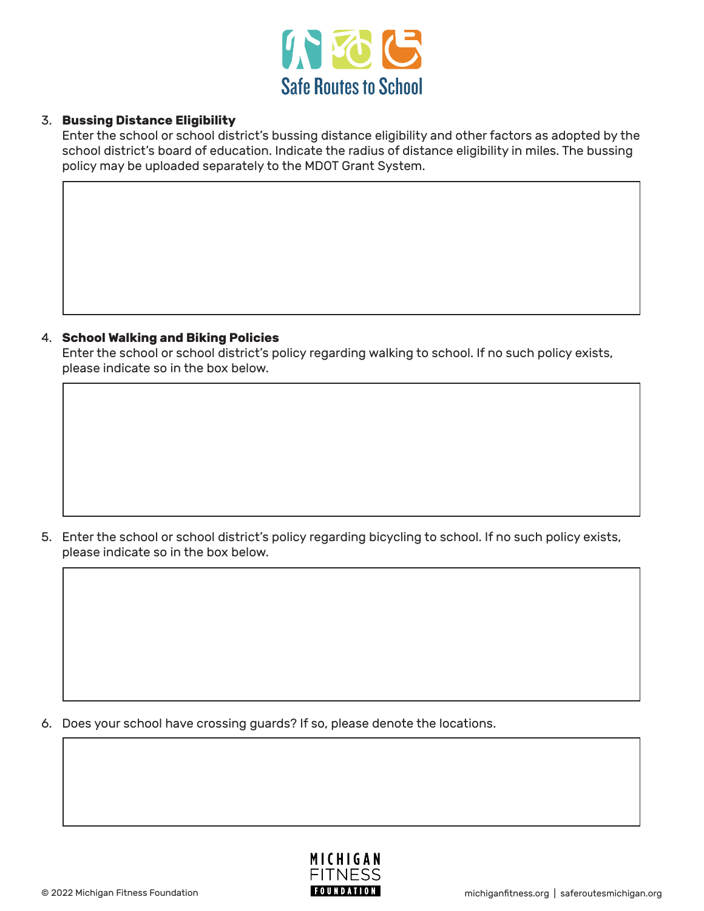3. **Bussing Distance Eligibility**
   Enter the school or school district's bussing distance eligibility and other factors as adopted by the school district's board of education. Indicate the radius of distance eligibility in miles. The bussing policy may be uploaded separately to the MDOT Grant System.

4. **School Walking and Biking Policies**
   Enter the school or school district's policy regarding walking to school. If no such policy exists, please indicate so in the box below.

5. Enter the school or school district's policy regarding bicycling to school. If no such policy exists, please indicate so in the box below.

6. Does your school have crossing guards? If so, please denote the locations.